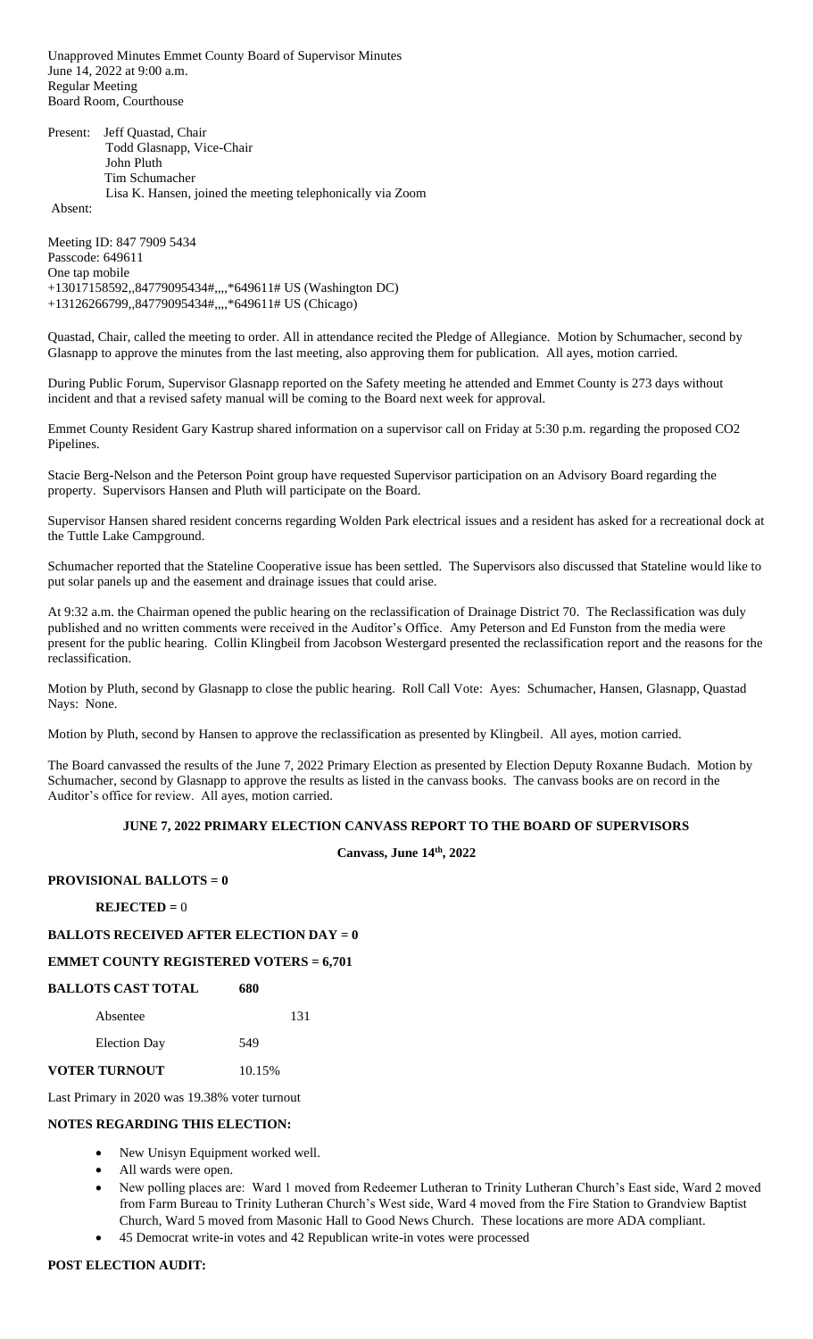Unapproved Minutes Emmet County Board of Supervisor Minutes
June 14, 2022 at 9:00 a.m.
Regular Meeting
Board Room, Courthouse

Present: Jeff Quastad, Chair
Todd Glasnapp, Vice-Chair
John Pluth
Tim Schumacher
Lisa K. Hansen, joined the meeting telephonically via Zoom

Absent:

Meeting ID: 847 7909 5434
Passcode: 649611
One tap mobile
+13017158592,,84779095434#,,,,*649611# US (Washington DC)
+13126266799,,84779095434#,,,,*649611# US (Chicago)

Quastad, Chair, called the meeting to order. All in attendance recited the Pledge of Allegiance. Motion by Schumacher, second by Glasnapp to approve the minutes from the last meeting, also approving them for publication. All ayes, motion carried.

During Public Forum, Supervisor Glasnapp reported on the Safety meeting he attended and Emmet County is 273 days without incident and that a revised safety manual will be coming to the Board next week for approval.

Emmet County Resident Gary Kastrup shared information on a supervisor call on Friday at 5:30 p.m. regarding the proposed CO2 Pipelines.

Stacie Berg-Nelson and the Peterson Point group have requested Supervisor participation on an Advisory Board regarding the property. Supervisors Hansen and Pluth will participate on the Board.

Supervisor Hansen shared resident concerns regarding Wolden Park electrical issues and a resident has asked for a recreational dock at the Tuttle Lake Campground.

Schumacher reported that the Stateline Cooperative issue has been settled. The Supervisors also discussed that Stateline would like to put solar panels up and the easement and drainage issues that could arise.

At 9:32 a.m. the Chairman opened the public hearing on the reclassification of Drainage District 70. The Reclassification was duly published and no written comments were received in the Auditor's Office. Amy Peterson and Ed Funston from the media were present for the public hearing. Collin Klingbeil from Jacobson Westergard presented the reclassification report and the reasons for the reclassification.

Motion by Pluth, second by Glasnapp to close the public hearing. Roll Call Vote: Ayes: Schumacher, Hansen, Glasnapp, Quastad Nays: None.

Motion by Pluth, second by Hansen to approve the reclassification as presented by Klingbeil. All ayes, motion carried.

The Board canvassed the results of the June 7, 2022 Primary Election as presented by Election Deputy Roxanne Budach. Motion by Schumacher, second by Glasnapp to approve the results as listed in the canvass books. The canvass books are on record in the Auditor's office for review. All ayes, motion carried.

**JUNE 7, 2022 PRIMARY ELECTION CANVASS REPORT TO THE BOARD OF SUPERVISORS**

**Canvass, June 14th, 2022**

**PROVISIONAL BALLOTS = 0**

**REJECTED =** 0

**BALLOTS RECEIVED AFTER ELECTION DAY = 0**

**EMMET COUNTY REGISTERED VOTERS = 6,701**

**BALLOTS CAST TOTAL 680**

Absentee 131

Election Day 549

**VOTER TURNOUT** 10.15%

Last Primary in 2020 was 19.38% voter turnout

**NOTES REGARDING THIS ELECTION:**

- New Unisyn Equipment worked well.
- All wards were open.
- New polling places are: Ward 1 moved from Redeemer Lutheran to Trinity Lutheran Church's East side, Ward 2 moved from Farm Bureau to Trinity Lutheran Church's West side, Ward 4 moved from the Fire Station to Grandview Baptist Church, Ward 5 moved from Masonic Hall to Good News Church. These locations are more ADA compliant.
- 45 Democrat write-in votes and 42 Republican write-in votes were processed

**POST ELECTION AUDIT:**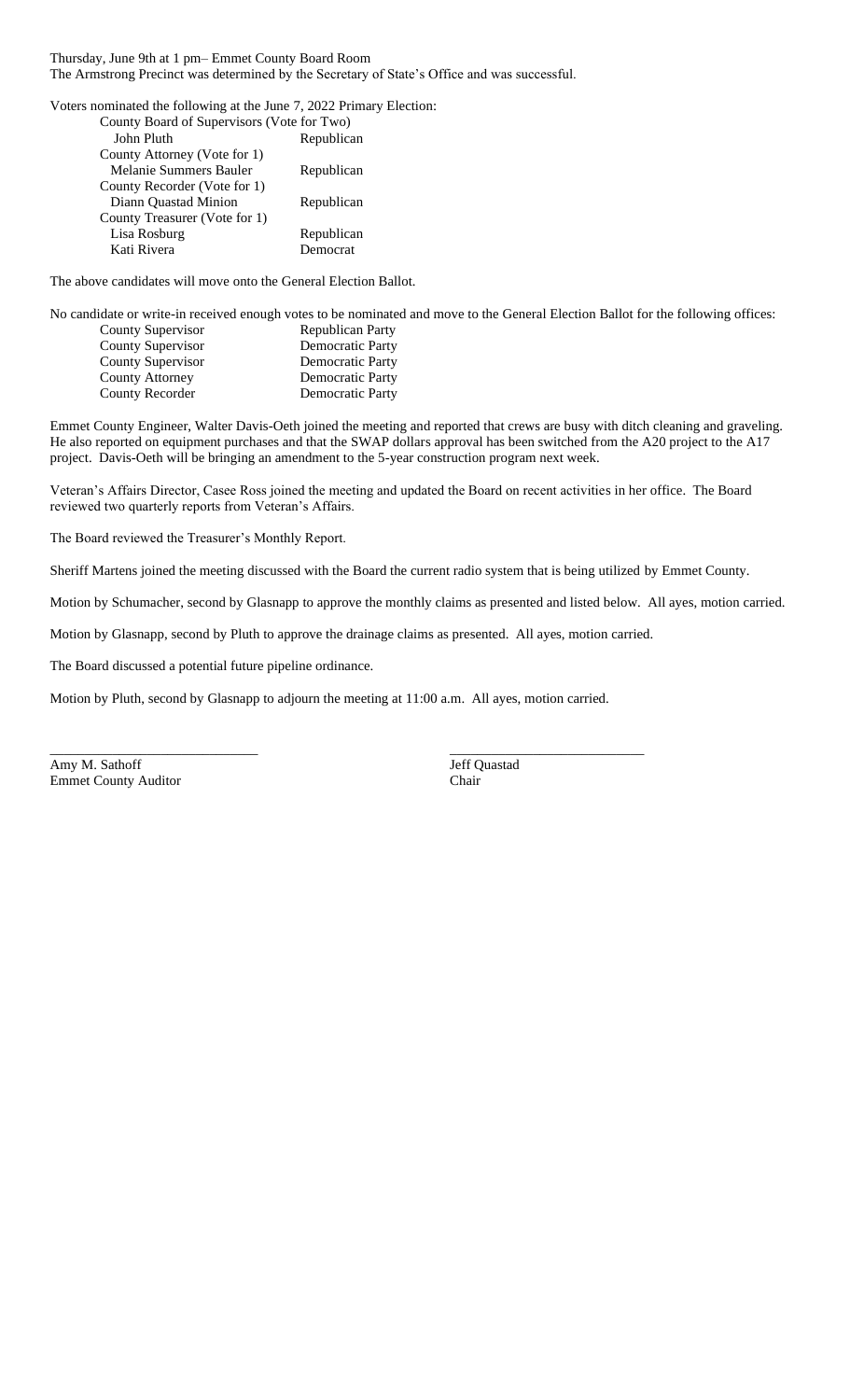Thursday, June 9th at 1 pm– Emmet County Board Room
The Armstrong Precinct was determined by the Secretary of State's Office and was successful.

Voters nominated the following at the June 7, 2022 Primary Election:

| | |
|---|---|
| County Board of Supervisors (Vote for Two) | |
| John Pluth | Republican |
| County Attorney (Vote for 1) | |
| Melanie Summers Bauler | Republican |
| County Recorder (Vote for 1) | |
| Diann Quastad Minion | Republican |
| County Treasurer (Vote for 1) | |
| Lisa Rosburg | Republican |
| Kati Rivera | Democrat |

The above candidates will move onto the General Election Ballot.

No candidate or write-in received enough votes to be nominated and move to the General Election Ballot for the following offices:

| | |
|---|---|
| County Supervisor | Republican Party |
| County Supervisor | Democratic Party |
| County Supervisor | Democratic Party |
| County Attorney | Democratic Party |
| County Recorder | Democratic Party |

Emmet County Engineer, Walter Davis-Oeth joined the meeting and reported that crews are busy with ditch cleaning and graveling. He also reported on equipment purchases and that the SWAP dollars approval has been switched from the A20 project to the A17 project. Davis-Oeth will be bringing an amendment to the 5-year construction program next week.

Veteran's Affairs Director, Casee Ross joined the meeting and updated the Board on recent activities in her office. The Board reviewed two quarterly reports from Veteran's Affairs.

The Board reviewed the Treasurer's Monthly Report.

Sheriff Martens joined the meeting discussed with the Board the current radio system that is being utilized by Emmet County.

Motion by Schumacher, second by Glasnapp to approve the monthly claims as presented and listed below. All ayes, motion carried.

Motion by Glasnapp, second by Pluth to approve the drainage claims as presented. All ayes, motion carried.

The Board discussed a potential future pipeline ordinance.

Motion by Pluth, second by Glasnapp to adjourn the meeting at 11:00 a.m. All ayes, motion carried.

\_\_\_\_\_\_\_\_\_\_\_\_\_\_\_\_\_\_\_\_\_\_\_\_\_\_\_\_
Amy M. Sathoff
Emmet County Auditor

\_\_\_\_\_\_\_\_\_\_\_\_\_\_\_\_\_\_\_\_\_\_\_\_\_\_\_\_
Jeff Quastad
Chair